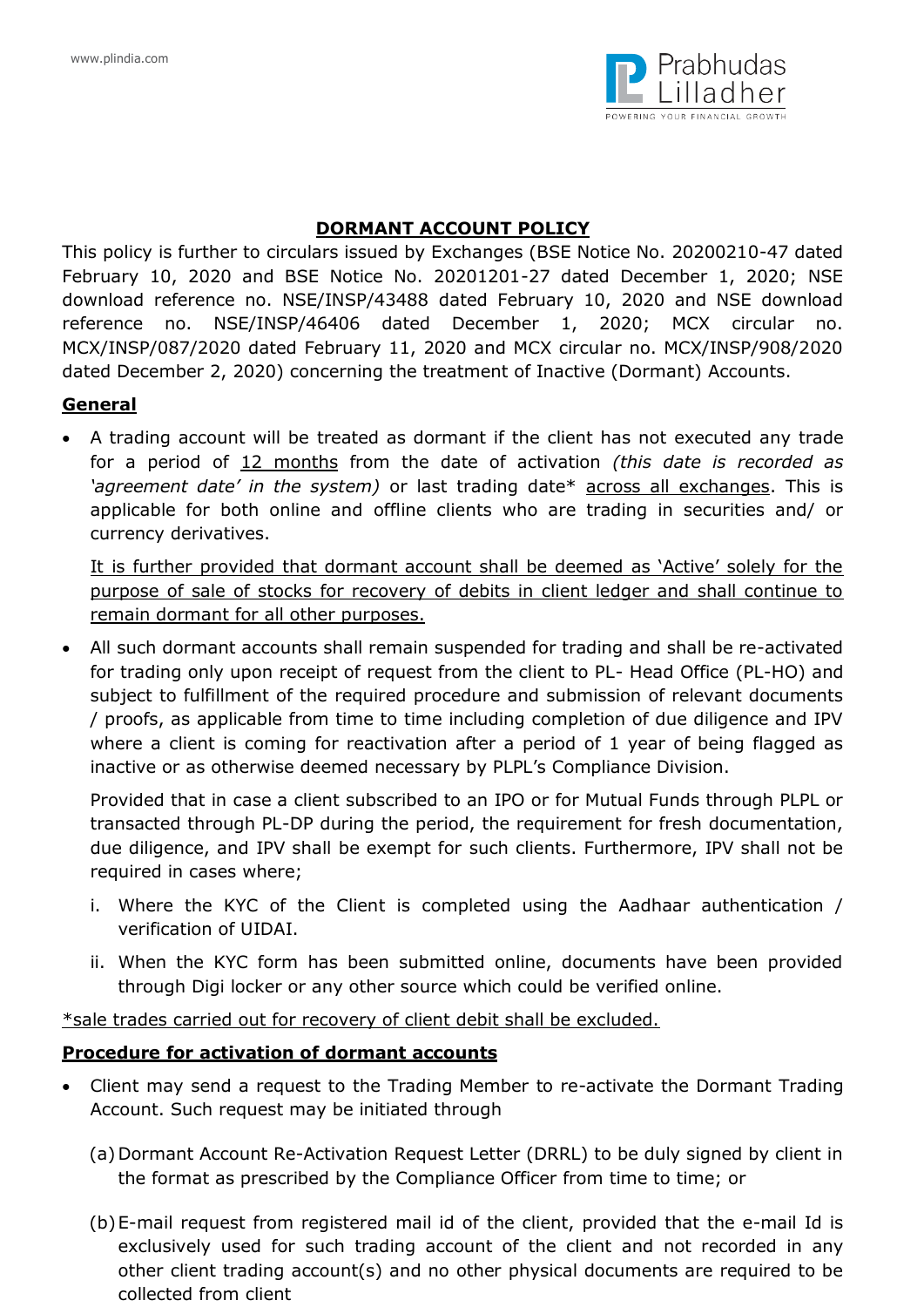# DORMANT ACCOUNT POLICY

This policy is further to circulars issued by Exchanges (BSE Notice No. 20200210-47 dated February 10, 2020 and BSE Notice No. 20201201-27 dated December 1, 2020; NSE download reference no. NSE/INSP/43488 dated February 10, 2020 and NSE download reference no. NSE/INSP/46406 dated December 1, 2020; MCX circular no. MCX/INSP/087/2020 dated February 11, 2020 and MCX circular no. MCX/INSP/908/2020 dated December 2, 2020) concerning the treatment of Inactive (Dormant) Accounts.

## General

- A trading account will be treated as dormant if the client has not executed any trade for a period of 12 months from the date of activation *(this date is recorded as 'agreement date' in the system)* or last trading date* across all exchanges. This is applicable for both online and offline clients who are trading in securities and/ or currency derivatives.

  It is further provided that dormant account shall be deemed as 'Active' solely for the purpose of sale of stocks for recovery of debits in client ledger and shall continue to remain dormant for all other purposes.

- All such dormant accounts shall remain suspended for trading and shall be re-activated for trading only upon receipt of request from the client to PL- Head Office (PL-HO) and subject to fulfillment of the required procedure and submission of relevant documents / proofs, as applicable from time to time including completion of due diligence and IPV where a client is coming for reactivation after a period of 1 year of being flagged as inactive or as otherwise deemed necessary by PLPL's Compliance Division.

  Provided that in case a client subscribed to an IPO or for Mutual Funds through PLPL or transacted through PL-DP during the period, the requirement for fresh documentation, due diligence, and IPV shall be exempt for such clients. Furthermore, IPV shall not be required in cases where;

  i. Where the KYC of the Client is completed using the Aadhaar authentication / verification of UIDAI.

  ii. When the KYC form has been submitted online, documents have been provided through Digi locker or any other source which could be verified online.

*sale trades carried out for recovery of client debit shall be excluded.

## Procedure for activation of dormant accounts

- Client may send a request to the Trading Member to re-activate the Dormant Trading Account. Such request may be initiated through

  (a) Dormant Account Re-Activation Request Letter (DRRL) to be duly signed by client in the format as prescribed by the Compliance Officer from time to time; or

  (b) E-mail request from registered mail id of the client, provided that the e-mail Id is exclusively used for such trading account of the client and not recorded in any other client trading account(s) and no other physical documents are required to be collected from client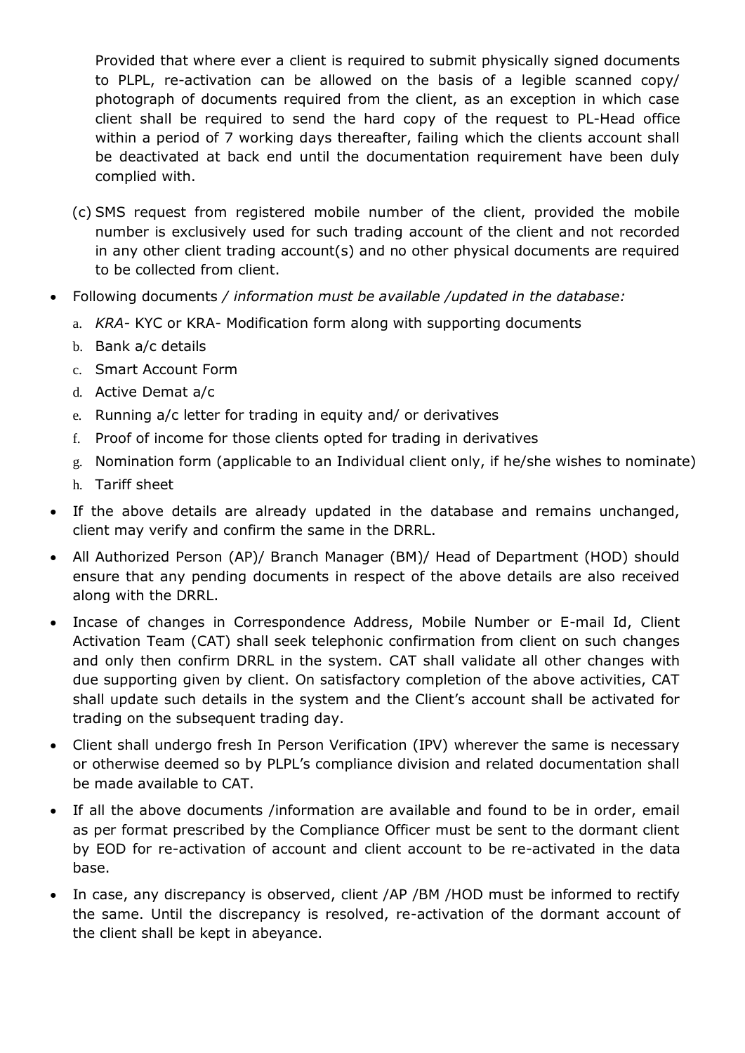Provided that where ever a client is required to submit physically signed documents to PLPL, re-activation can be allowed on the basis of a legible scanned copy/ photograph of documents required from the client, as an exception in which case client shall be required to send the hard copy of the request to PL-Head office within a period of 7 working days thereafter, failing which the clients account shall be deactivated at back end until the documentation requirement have been duly complied with.

(c) SMS request from registered mobile number of the client, provided the mobile number is exclusively used for such trading account of the client and not recorded in any other client trading account(s) and no other physical documents are required to be collected from client.

- Following documents */ information must be available /updated in the database:*
  a. *KRA-* KYC or KRA- Modification form along with supporting documents
  b. Bank a/c details
  c. Smart Account Form
  d. Active Demat a/c
  e. Running a/c letter for trading in equity and/ or derivatives
  f. Proof of income for those clients opted for trading in derivatives
  g. Nomination form (applicable to an Individual client only, if he/she wishes to nominate)
  h. Tariff sheet
- If the above details are already updated in the database and remains unchanged, client may verify and confirm the same in the DRRL.
- All Authorized Person (AP)/ Branch Manager (BM)/ Head of Department (HOD) should ensure that any pending documents in respect of the above details are also received along with the DRRL.
- Incase of changes in Correspondence Address, Mobile Number or E-mail Id, Client Activation Team (CAT) shall seek telephonic confirmation from client on such changes and only then confirm DRRL in the system. CAT shall validate all other changes with due supporting given by client. On satisfactory completion of the above activities, CAT shall update such details in the system and the Client's account shall be activated for trading on the subsequent trading day.
- Client shall undergo fresh In Person Verification (IPV) wherever the same is necessary or otherwise deemed so by PLPL's compliance division and related documentation shall be made available to CAT.
- If all the above documents /information are available and found to be in order, email as per format prescribed by the Compliance Officer must be sent to the dormant client by EOD for re-activation of account and client account to be re-activated in the data base.
- In case, any discrepancy is observed, client /AP /BM /HOD must be informed to rectify the same. Until the discrepancy is resolved, re-activation of the dormant account of the client shall be kept in abeyance.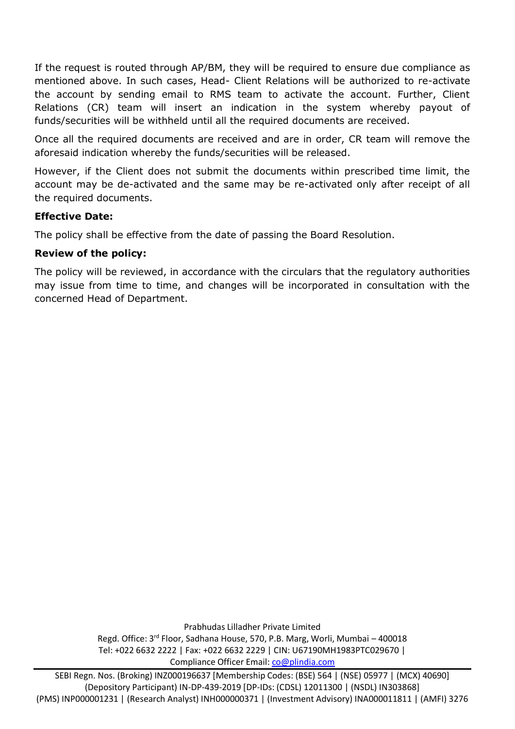If the request is routed through AP/BM, they will be required to ensure due compliance as mentioned above. In such cases, Head- Client Relations will be authorized to re-activate the account by sending email to RMS team to activate the account. Further, Client Relations (CR) team will insert an indication in the system whereby payout of funds/securities will be withheld until all the required documents are received.

Once all the required documents are received and are in order, CR team will remove the aforesaid indication whereby the funds/securities will be released.

However, if the Client does not submit the documents within prescribed time limit, the account may be de-activated and the same may be re-activated only after receipt of all the required documents.

**Effective Date:**

The policy shall be effective from the date of passing the Board Resolution.

**Review of the policy:**

The policy will be reviewed, in accordance with the circulars that the regulatory authorities may issue from time to time, and changes will be incorporated in consultation with the concerned Head of Department.